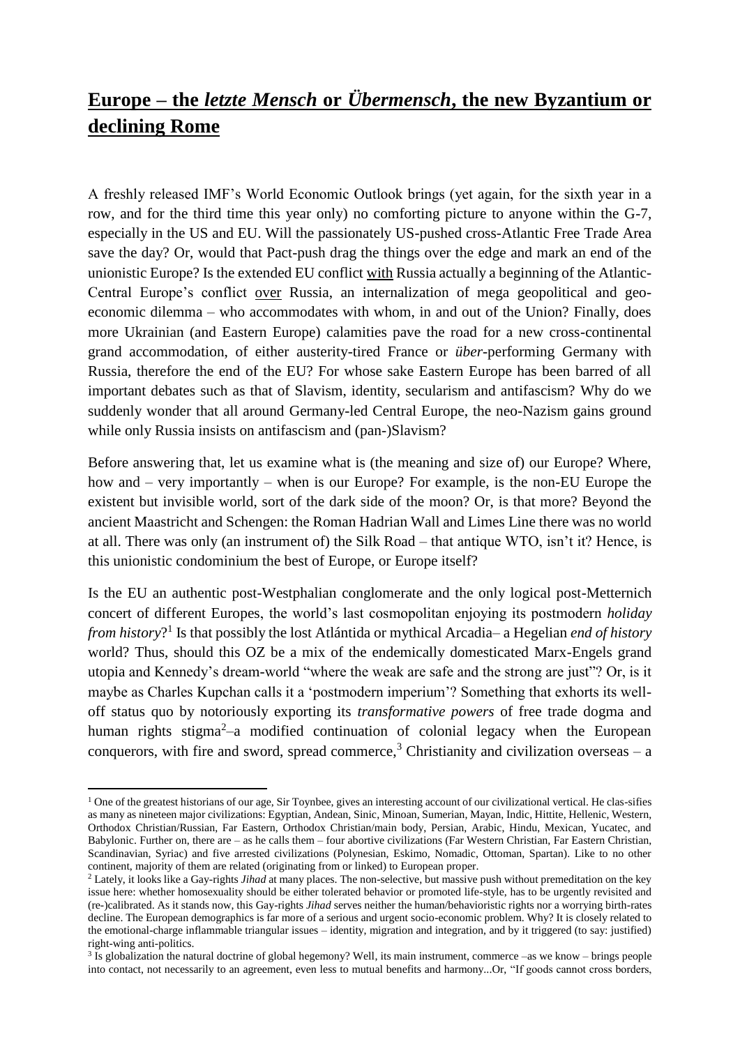# **Europe – the *letzte Mensch* or *Übermensch*, the new Byzantium or declining Rome**

A freshly released IMF's World Economic Outlook brings (yet again, for the sixth year in a row, and for the third time this year only) no comforting picture to anyone within the G-7, especially in the US and EU. Will the passionately US-pushed cross-Atlantic Free Trade Area save the day? Or, would that Pact-push drag the things over the edge and mark an end of the unionistic Europe? Is the extended EU conflict with Russia actually a beginning of the Atlantic-Central Europe's conflict over Russia, an internalization of mega geopolitical and geo-economic dilemma – who accommodates with whom, in and out of the Union? Finally, does more Ukrainian (and Eastern Europe) calamities pave the road for a new cross-continental grand accommodation, of either austerity-tired France or *über*-performing Germany with Russia, therefore the end of the EU? For whose sake Eastern Europe has been barred of all important debates such as that of Slavism, identity, secularism and antifascism? Why do we suddenly wonder that all around Germany-led Central Europe, the neo-Nazism gains ground while only Russia insists on antifascism and (pan-)Slavism?

Before answering that, let us examine what is (the meaning and size of) our Europe? Where, how and – very importantly – when is our Europe? For example, is the non-EU Europe the existent but invisible world, sort of the dark side of the moon? Or, is that more? Beyond the ancient Maastricht and Schengen: the Roman Hadrian Wall and Limes Line there was no world at all. There was only (an instrument of) the Silk Road – that antique WTO, isn't it? Hence, is this unionistic condominium the best of Europe, or Europe itself?

Is the EU an authentic post-Westphalian conglomerate and the only logical post-Metternich concert of different Europes, the world's last cosmopolitan enjoying its postmodern *holiday from history*?[1] Is that possibly the lost Atlántida or mythical Arcadia– a Hegelian *end of history* world? Thus, should this OZ be a mix of the endemically domesticated Marx-Engels grand utopia and Kennedy's dream-world "where the weak are safe and the strong are just"? Or, is it maybe as Charles Kupchan calls it a 'postmodern imperium'? Something that exhorts its well-off status quo by notoriously exporting its *transformative powers* of free trade dogma and human rights stigma[2]–a modified continuation of colonial legacy when the European conquerors, with fire and sword, spread commerce,[3] Christianity and civilization overseas – a

---

[1] One of the greatest historians of our age, Sir Toynbee, gives an interesting account of our civilizational vertical. He clas-sifies as many as nineteen major civilizations: Egyptian, Andean, Sinic, Minoan, Sumerian, Mayan, Indic, Hittite, Hellenic, Western, Orthodox Christian/Russian, Far Eastern, Orthodox Christian/main body, Persian, Arabic, Hindu, Mexican, Yucatec, and Babylonic. Further on, there are – as he calls them – four abortive civilizations (Far Western Christian, Far Eastern Christian, Scandinavian, Syriac) and five arrested civilizations (Polynesian, Eskimo, Nomadic, Ottoman, Spartan). Like to no other continent, majority of them are related (originating from or linked) to European proper.

[2] Lately, it looks like a Gay-rights *Jihad* at many places. The non-selective, but massive push without premeditation on the key issue here: whether homosexuality should be either tolerated behavior or promoted life-style, has to be urgently revisited and (re-)calibrated. As it stands now, this Gay-rights *Jihad* serves neither the human/behavioristic rights nor a worrying birth-rates decline. The European demographics is far more of a serious and urgent socio-economic problem. Why? It is closely related to the emotional-charge inflammable triangular issues – identity, migration and integration, and by it triggered (to say: justified) right-wing anti-politics.

[3] Is globalization the natural doctrine of global hegemony? Well, its main instrument, commerce –as we know – brings people into contact, not necessarily to an agreement, even less to mutual benefits and harmony...Or, "If goods cannot cross borders,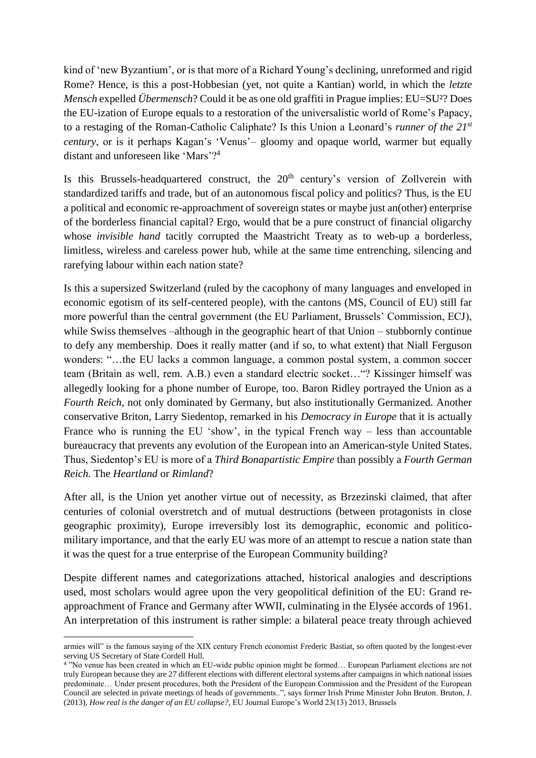kind of 'new Byzantium', or is that more of a Richard Young's declining, unreformed and rigid Rome? Hence, is this a post-Hobbesian (yet, not quite a Kantian) world, in which the *letzte Mensch* expelled *Übermensch*? Could it be as one old graffiti in Prague implies: EU=SU²? Does the EU-ization of Europe equals to a restoration of the universalistic world of Rome's Papacy, to a restaging of the Roman-Catholic Caliphate? Is this Union a Leonard's *runner of the 21st century*, or is it perhaps Kagan's 'Venus'– gloomy and opaque world, warmer but equally distant and unforeseen like 'Mars'?[4]

Is this Brussels-headquartered construct, the 20th century's version of Zollverein with standardized tariffs and trade, but of an autonomous fiscal policy and politics? Thus, is the EU a political and economic re-approachment of sovereign states or maybe just an(other) enterprise of the borderless financial capital? Ergo, would that be a pure construct of financial oligarchy whose *invisible hand* tacitly corrupted the Maastricht Treaty as to web-up a borderless, limitless, wireless and careless power hub, while at the same time entrenching, silencing and rarefying labour within each nation state?

Is this a supersized Switzerland (ruled by the cacophony of many languages and enveloped in economic egotism of its self-centered people), with the cantons (MS, Council of EU) still far more powerful than the central government (the EU Parliament, Brussels' Commission, ECJ), while Swiss themselves –although in the geographic heart of that Union – stubbornly continue to defy any membership. Does it really matter (and if so, to what extent) that Niall Ferguson wonders: "…the EU lacks a common language, a common postal system, a common soccer team (Britain as well, rem. A.B.) even a standard electric socket…"? Kissinger himself was allegedly looking for a phone number of Europe, too. Baron Ridley portrayed the Union as a *Fourth Reich*, not only dominated by Germany, but also institutionally Germanized. Another conservative Briton, Larry Siedentop, remarked in his *Democracy in Europe* that it is actually France who is running the EU 'show', in the typical French way – less than accountable bureaucracy that prevents any evolution of the European into an American-style United States. Thus, Siedentop's EU is more of a *Third Bonapartistic Empire* than possibly a *Fourth German Reich*. The *Heartland* or *Rimland*?

After all, is the Union yet another virtue out of necessity, as Brzezinski claimed, that after centuries of colonial overstretch and of mutual destructions (between protagonists in close geographic proximity), Europe irreversibly lost its demographic, economic and politico-military importance, and that the early EU was more of an attempt to rescue a nation state than it was the quest for a true enterprise of the European Community building?

Despite different names and categorizations attached, historical analogies and descriptions used, most scholars would agree upon the very geopolitical definition of the EU: Grand re-approachment of France and Germany after WWII, culminating in the Elysée accords of 1961. An interpretation of this instrument is rather simple: a bilateral peace treaty through achieved

---

armies will" is the famous saying of the XIX century French economist Frederic Bastiat, so often quoted by the longest-ever serving US Secretary of State Cordell Hull.

[4] "No venue has been created in which an EU-wide public opinion might be formed… European Parliament elections are not truly European because they are 27 different elections with different electoral systems after campaigns in which national issues predominate… Under present procedures, both the President of the European Commission and the President of the European Council are selected in private meetings of heads of governments..", says former Irish Prime Minister John Bruton. Bruton, J. (2013), *How real is the danger of an EU collapse?*, EU Journal Europe's World 23(13) 2013, Brussels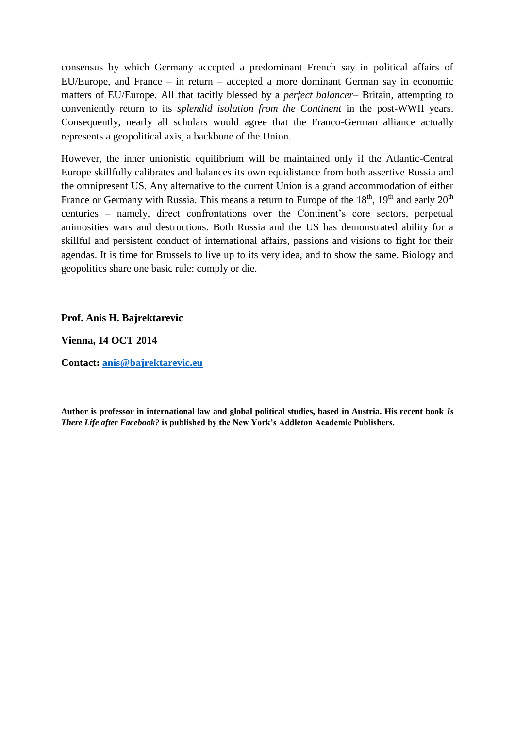consensus by which Germany accepted a predominant French say in political affairs of EU/Europe, and France – in return – accepted a more dominant German say in economic matters of EU/Europe. All that tacitly blessed by a *perfect balancer*– Britain, attempting to conveniently return to its *splendid isolation from the Continent* in the post-WWII years. Consequently, nearly all scholars would agree that the Franco-German alliance actually represents a geopolitical axis, a backbone of the Union.

However, the inner unionistic equilibrium will be maintained only if the Atlantic-Central Europe skillfully calibrates and balances its own equidistance from both assertive Russia and the omnipresent US. Any alternative to the current Union is a grand accommodation of either France or Germany with Russia. This means a return to Europe of the 18th, 19th and early 20th centuries – namely, direct confrontations over the Continent's core sectors, perpetual animosities wars and destructions. Both Russia and the US has demonstrated ability for a skillful and persistent conduct of international affairs, passions and visions to fight for their agendas. It is time for Brussels to live up to its very idea, and to show the same. Biology and geopolitics share one basic rule: comply or die.

**Prof. Anis H. Bajrektarevic**

**Vienna, 14 OCT 2014**

**Contact: anis@bajrektarevic.eu**

**Author is professor in international law and global political studies, based in Austria. His recent book *Is There Life after Facebook?* is published by the New York's Addleton Academic Publishers.**